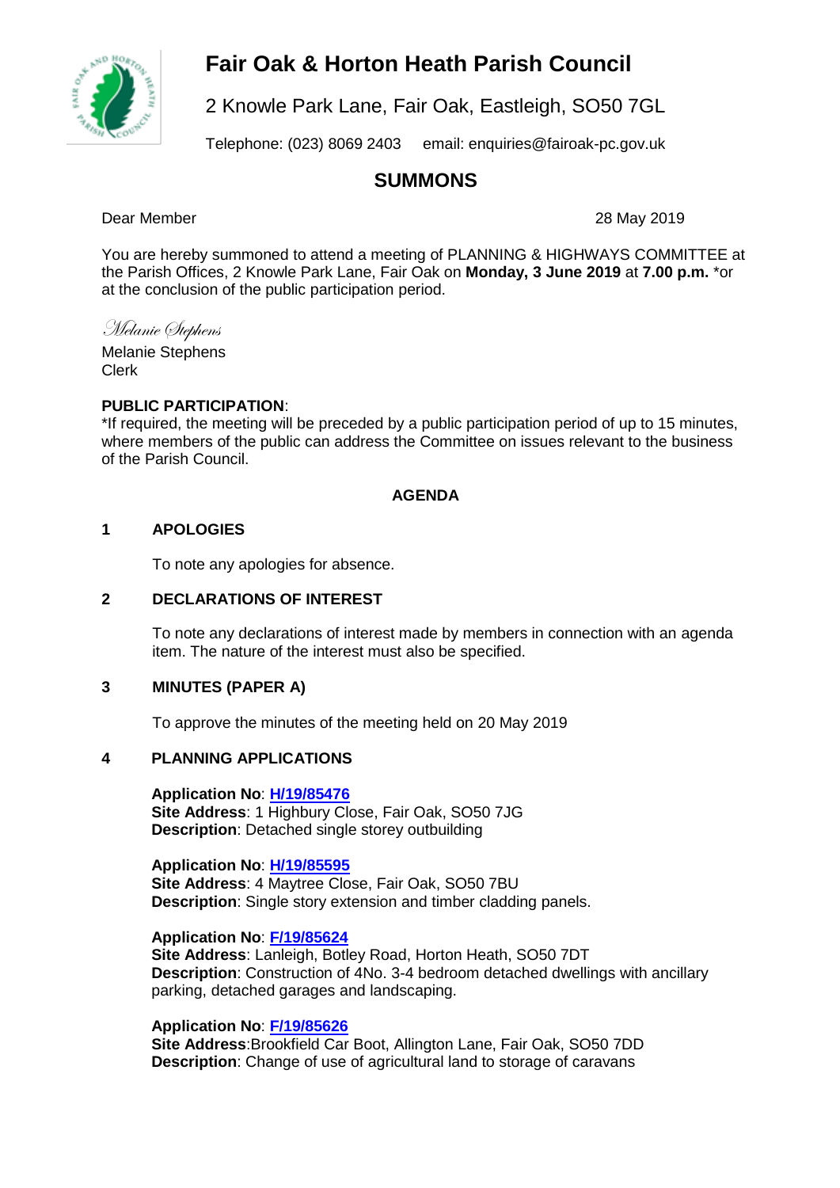# Fair Oak & Horton Heath Parish Council

2 Knowle Park Lane, Fair Oak, Eastleigh, SO50 7GL

Telephone: (023) 8069 2403 email: enquiries@fairoak-pc.gov.uk

## SUMMONS

Dear Member

28 May 2019

You are hereby summoned to attend a meeting of PLANNING & HIGHWAYS COMMITTEE at the Parish Offices, 2 Knowle Park Lane, Fair Oak on **Monday, 3 June 2019** at **7.00 p.m.** *or at the conclusion of the public participation period.

*Melanie Stephens*

Melanie Stephens
Clerk

**PUBLIC PARTICIPATION**:
*If required, the meeting will be preceded by a public participation period of up to 15 minutes, where members of the public can address the Committee on issues relevant to the business of the Parish Council.

### AGENDA

**1 APOLOGIES**

To note any apologies for absence.

**2 DECLARATIONS OF INTEREST**

To note any declarations of interest made by members in connection with an agenda item. The nature of the interest must also be specified.

**3 MINUTES (PAPER A)**

To approve the minutes of the meeting held on 20 May 2019

**4 PLANNING APPLICATIONS**

**Application No**: **H/19/85476**
**Site Address**: 1 Highbury Close, Fair Oak, SO50 7JG
**Description**: Detached single storey outbuilding

**Application No**: **H/19/85595**
**Site Address**: 4 Maytree Close, Fair Oak, SO50 7BU
**Description**: Single story extension and timber cladding panels.

**Application No**: **F/19/85624**
**Site Address**: Lanleigh, Botley Road, Horton Heath, SO50 7DT
**Description**: Construction of 4No. 3-4 bedroom detached dwellings with ancillary parking, detached garages and landscaping.

**Application No**: **F/19/85626**
**Site Address**:Brookfield Car Boot, Allington Lane, Fair Oak, SO50 7DD
**Description**: Change of use of agricultural land to storage of caravans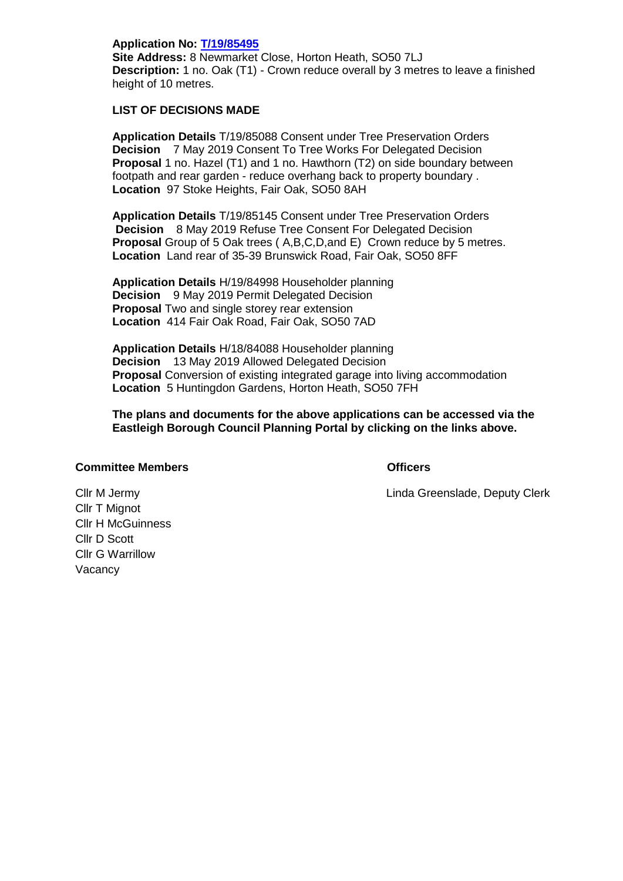**Application No: T/19/85495**
**Site Address:** 8 Newmarket Close, Horton Heath, SO50 7LJ
**Description:** 1 no. Oak (T1) - Crown reduce overall by 3 metres to leave a finished height of 10 metres.

**LIST OF DECISIONS MADE**

**Application Details** T/19/85088 Consent under Tree Preservation Orders
**Decision** 7 May 2019 Consent To Tree Works For Delegated Decision
**Proposal** 1 no. Hazel (T1) and 1 no. Hawthorn (T2) on side boundary between footpath and rear garden - reduce overhang back to property boundary .
**Location** 97 Stoke Heights, Fair Oak, SO50 8AH

**Application Details** T/19/85145 Consent under Tree Preservation Orders
**Decision** 8 May 2019 Refuse Tree Consent For Delegated Decision
**Proposal** Group of 5 Oak trees ( A,B,C,D,and E) Crown reduce by 5 metres.
**Location** Land rear of 35-39 Brunswick Road, Fair Oak, SO50 8FF

**Application Details** H/19/84998 Householder planning
**Decision** 9 May 2019 Permit Delegated Decision
**Proposal** Two and single storey rear extension
**Location** 414 Fair Oak Road, Fair Oak, SO50 7AD

**Application Details** H/18/84088 Householder planning
**Decision** 13 May 2019 Allowed Delegated Decision
**Proposal** Conversion of existing integrated garage into living accommodation
**Location** 5 Huntingdon Gardens, Horton Heath, SO50 7FH

**The plans and documents for the above applications can be accessed via the Eastleigh Borough Council Planning Portal by clicking on the links above.**

**Committee Members**

Cllr M Jermy
Cllr T Mignot
Cllr H McGuinness
Cllr D Scott
Cllr G Warrillow
Vacancy

**Officers**

Linda Greenslade, Deputy Clerk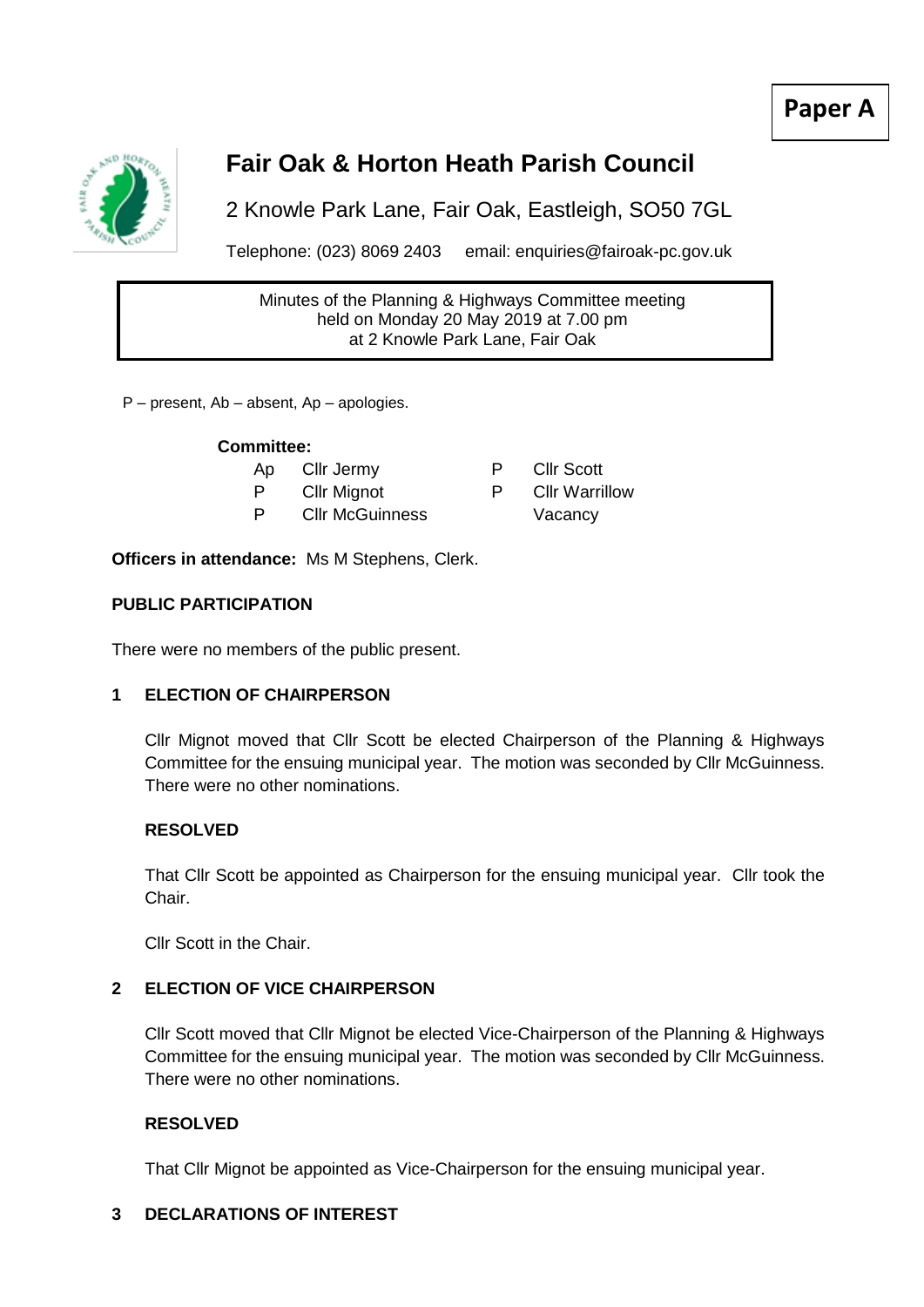**Paper A**

# Fair Oak & Horton Heath Parish Council

2 Knowle Park Lane, Fair Oak, Eastleigh, SO50 7GL

Telephone: (023) 8069 2403 email: enquiries@fairoak-pc.gov.uk

Minutes of the Planning & Highways Committee meeting
held on Monday 20 May 2019 at 7.00 pm
at 2 Knowle Park Lane, Fair Oak

P – present, Ab – absent, Ap – apologies.

**Committee:**

| | | | |
|---|---|---|---|
| Ap | Cllr Jermy | P | Cllr Scott |
| P | Cllr Mignot | P | Cllr Warrillow |
| P | Cllr McGuinness | | Vacancy |

**Officers in attendance:** Ms M Stephens, Clerk.

**PUBLIC PARTICIPATION**

There were no members of the public present.

**1 ELECTION OF CHAIRPERSON**

Cllr Mignot moved that Cllr Scott be elected Chairperson of the Planning & Highways Committee for the ensuing municipal year. The motion was seconded by Cllr McGuinness. There were no other nominations.

**RESOLVED**

That Cllr Scott be appointed as Chairperson for the ensuing municipal year. Cllr took the Chair.

Cllr Scott in the Chair.

**2 ELECTION OF VICE CHAIRPERSON**

Cllr Scott moved that Cllr Mignot be elected Vice-Chairperson of the Planning & Highways Committee for the ensuing municipal year. The motion was seconded by Cllr McGuinness. There were no other nominations.

**RESOLVED**

That Cllr Mignot be appointed as Vice-Chairperson for the ensuing municipal year.

**3 DECLARATIONS OF INTEREST**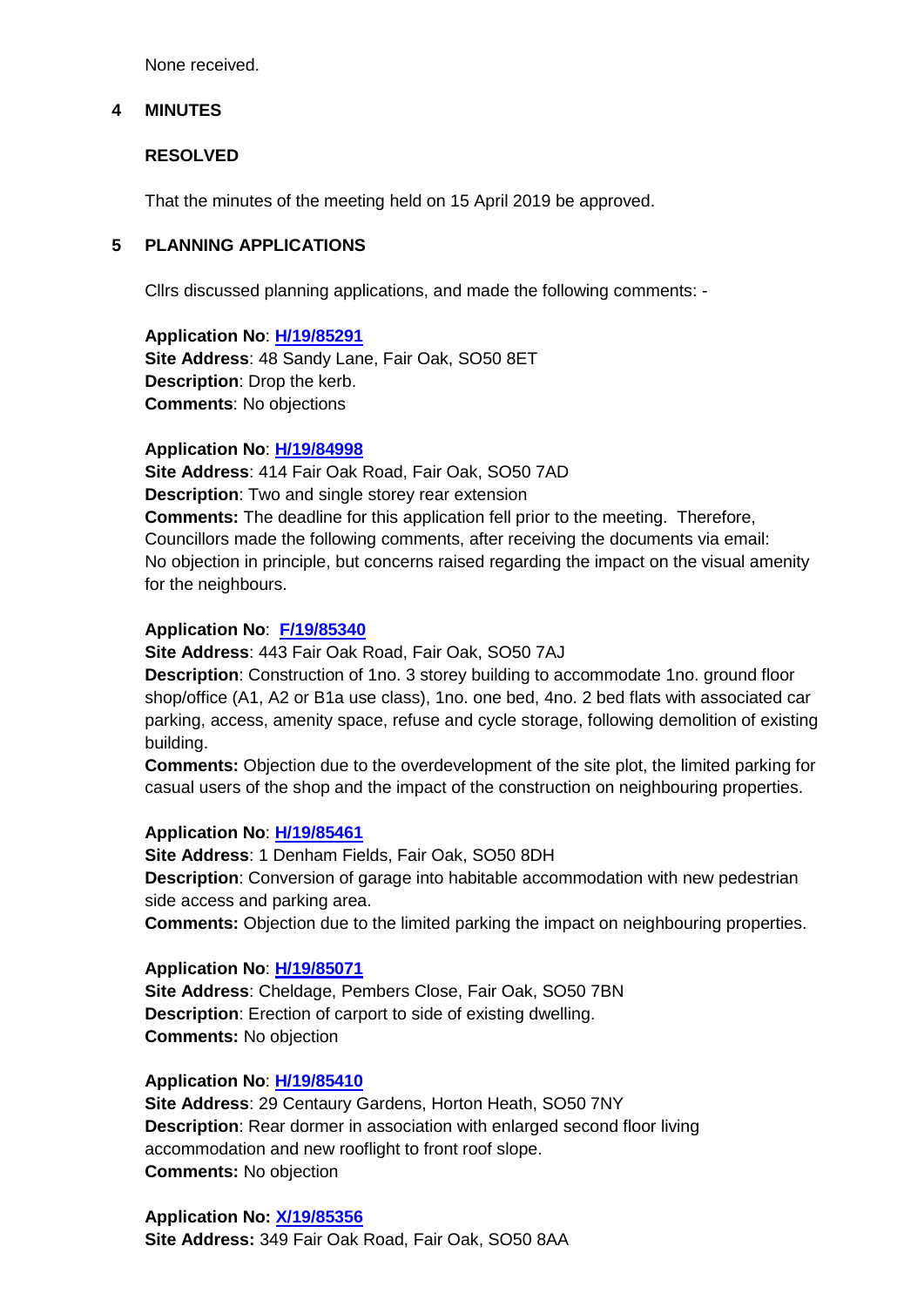None received.

## 4 MINUTES

**RESOLVED**

That the minutes of the meeting held on 15 April 2019 be approved.

## 5 PLANNING APPLICATIONS

Cllrs discussed planning applications, and made the following comments: -

**Application No**: **H/19/85291**
**Site Address**: 48 Sandy Lane, Fair Oak, SO50 8ET
**Description**: Drop the kerb.
**Comments**: No objections

**Application No**: **H/19/84998**
**Site Address**: 414 Fair Oak Road, Fair Oak, SO50 7AD
**Description**: Two and single storey rear extension
**Comments:** The deadline for this application fell prior to the meeting. Therefore, Councillors made the following comments, after receiving the documents via email: No objection in principle, but concerns raised regarding the impact on the visual amenity for the neighbours.

**Application No**: **F/19/85340**
**Site Address**: 443 Fair Oak Road, Fair Oak, SO50 7AJ
**Description**: Construction of 1no. 3 storey building to accommodate 1no. ground floor shop/office (A1, A2 or B1a use class), 1no. one bed, 4no. 2 bed flats with associated car parking, access, amenity space, refuse and cycle storage, following demolition of existing building.
**Comments:** Objection due to the overdevelopment of the site plot, the limited parking for casual users of the shop and the impact of the construction on neighbouring properties.

**Application No**: **H/19/85461**
**Site Address**: 1 Denham Fields, Fair Oak, SO50 8DH
**Description**: Conversion of garage into habitable accommodation with new pedestrian side access and parking area.
**Comments:** Objection due to the limited parking the impact on neighbouring properties.

**Application No**: **H/19/85071**
**Site Address**: Cheldage, Pembers Close, Fair Oak, SO50 7BN
**Description**: Erection of carport to side of existing dwelling.
**Comments:** No objection

**Application No**: **H/19/85410**
**Site Address**: 29 Centaury Gardens, Horton Heath, SO50 7NY
**Description**: Rear dormer in association with enlarged second floor living accommodation and new rooflight to front roof slope.
**Comments:** No objection

**Application No:** **X/19/85356**
**Site Address:** 349 Fair Oak Road, Fair Oak, SO50 8AA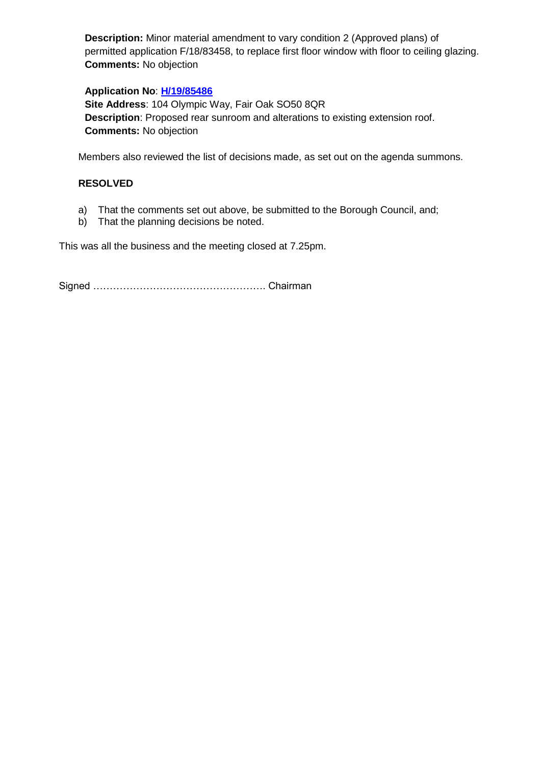**Description:** Minor material amendment to vary condition 2 (Approved plans) of permitted application F/18/83458, to replace first floor window with floor to ceiling glazing.
**Comments:** No objection

**Application No**: **H/19/85486**
**Site Address**: 104 Olympic Way, Fair Oak SO50 8QR
**Description**: Proposed rear sunroom and alterations to existing extension roof.
**Comments:** No objection

Members also reviewed the list of decisions made, as set out on the agenda summons.

**RESOLVED**

a) That the comments set out above, be submitted to the Borough Council, and;
b) That the planning decisions be noted.

This was all the business and the meeting closed at 7.25pm.

Signed ……………………………………………. Chairman